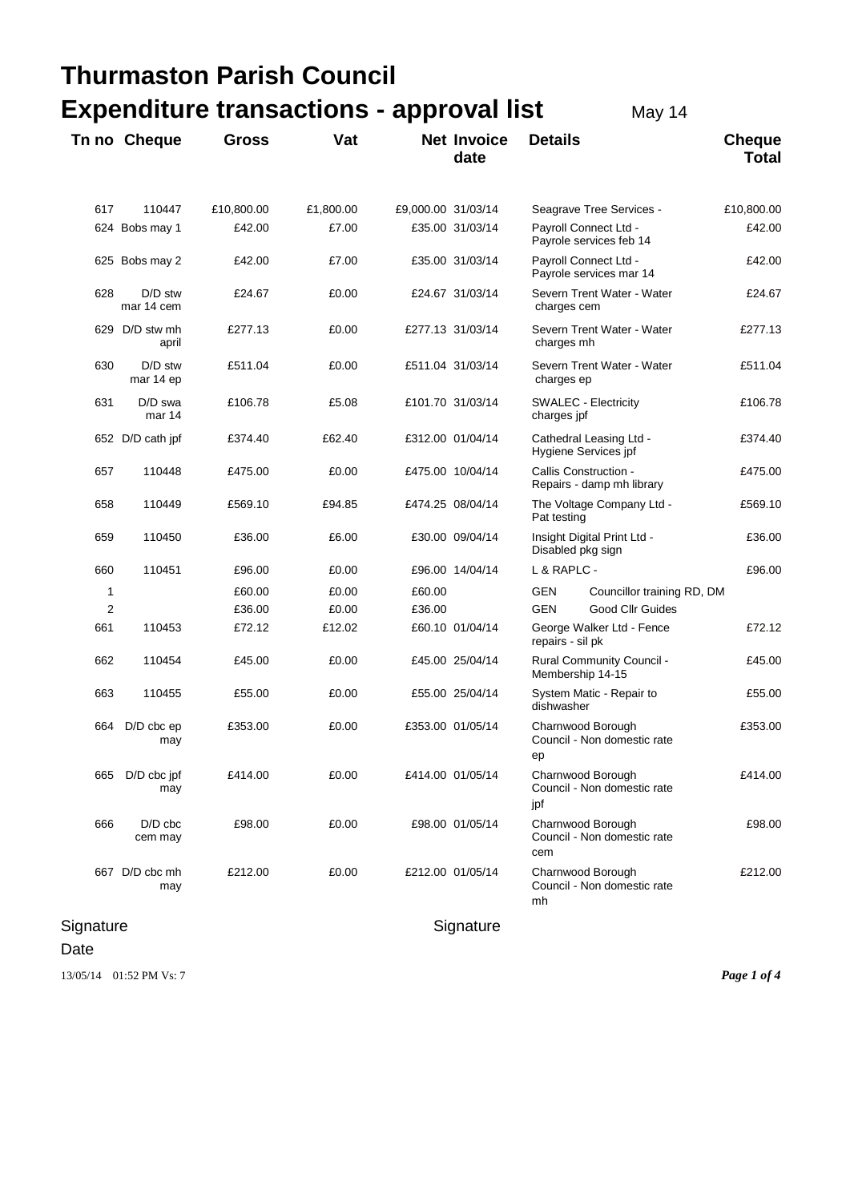# Thurmaston Parish Council

## Expenditure transactions - approval list

May 14

| Tn no | Cheque | Gross | Vat | Net | Invoice date | Details | Cheque Total |
|---|---|---|---|---|---|---|---|
| 617 | 110447 | £10,800.00 | £1,800.00 | £9,000.00 | 31/03/14 | Seagrave Tree Services - | £10,800.00 |
| 624 | Bobs may 1 | £42.00 | £7.00 | £35.00 | 31/03/14 | Payroll Connect Ltd - Payrole services feb 14 | £42.00 |
| 625 | Bobs may 2 | £42.00 | £7.00 | £35.00 | 31/03/14 | Payroll Connect Ltd - Payrole services mar 14 | £42.00 |
| 628 | D/D stw mar 14 cem | £24.67 | £0.00 | £24.67 | 31/03/14 | Severn Trent Water - Water charges cem | £24.67 |
| 629 | D/D stw mh april | £277.13 | £0.00 | £277.13 | 31/03/14 | Severn Trent Water - Water charges mh | £277.13 |
| 630 | D/D stw mar 14 ep | £511.04 | £0.00 | £511.04 | 31/03/14 | Severn Trent Water - Water charges ep | £511.04 |
| 631 | D/D swa mar 14 | £106.78 | £5.08 | £101.70 | 31/03/14 | SWALEC - Electricity charges jpf | £106.78 |
| 652 | D/D cath jpf | £374.40 | £62.40 | £312.00 | 01/04/14 | Cathedral Leasing Ltd - Hygiene Services jpf | £374.40 |
| 657 | 110448 | £475.00 | £0.00 | £475.00 | 10/04/14 | Callis Construction - Repairs - damp mh library | £475.00 |
| 658 | 110449 | £569.10 | £94.85 | £474.25 | 08/04/14 | The Voltage Company Ltd - Pat testing | £569.10 |
| 659 | 110450 | £36.00 | £6.00 | £30.00 | 09/04/14 | Insight Digital Print Ltd - Disabled pkg sign | £36.00 |
| 660 | 110451 | £96.00 | £0.00 | £96.00 | 14/04/14 | L & RAPLC - | £96.00 |
| 1 | | £60.00 | £0.00 | £60.00 | | GEN Councillor training RD, DM | |
| 2 | | £36.00 | £0.00 | £36.00 | | GEN Good Cllr Guides | |
| 661 | 110453 | £72.12 | £12.02 | £60.10 | 01/04/14 | George Walker Ltd - Fence repairs - sil pk | £72.12 |
| 662 | 110454 | £45.00 | £0.00 | £45.00 | 25/04/14 | Rural Community Council - Membership 14-15 | £45.00 |
| 663 | 110455 | £55.00 | £0.00 | £55.00 | 25/04/14 | System Matic - Repair to dishwasher | £55.00 |
| 664 | D/D cbc ep may | £353.00 | £0.00 | £353.00 | 01/05/14 | Charnwood Borough Council - Non domestic rate ep | £353.00 |
| 665 | D/D cbc jpf may | £414.00 | £0.00 | £414.00 | 01/05/14 | Charnwood Borough Council - Non domestic rate jpf | £414.00 |
| 666 | D/D cbc cem may | £98.00 | £0.00 | £98.00 | 01/05/14 | Charnwood Borough Council - Non domestic rate cem | £98.00 |
| 667 | D/D cbc mh may | £212.00 | £0.00 | £212.00 | 01/05/14 | Charnwood Borough Council - Non domestic rate mh | £212.00 |

Signature

Signature

Date

13/05/14 01:52 PM Vs: 7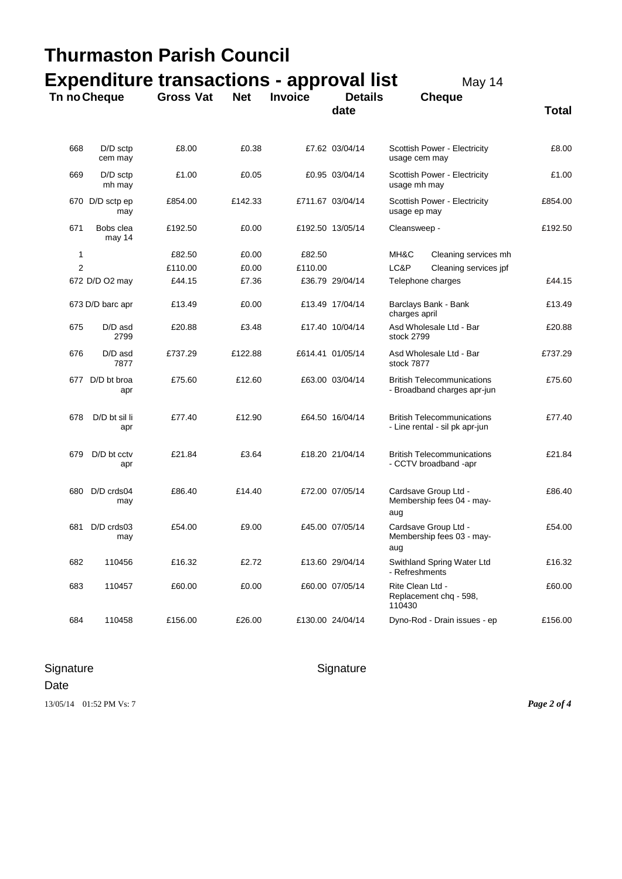# Thurmaston Parish Council

## Expenditure transactions - approval list

May 14

| Tn no | Cheque | Gross | Vat | Net | Invoice date | Details | Cheque | Total |
|---|---|---|---|---|---|---|---|---|
| 668 | D/D sctp cem may | £8.00 | £0.38 | £7.62 | 03/04/14 | Scottish Power - Electricity usage cem may | | £8.00 |
| 669 | D/D sctp mh may | £1.00 | £0.05 | £0.95 | 03/04/14 | Scottish Power - Electricity usage mh may | | £1.00 |
| 670 | D/D sctp ep may | £854.00 | £142.33 | £711.67 | 03/04/14 | Scottish Power - Electricity usage ep may | | £854.00 |
| 671 | Bobs clea may 14 | £192.50 | £0.00 | £192.50 | 13/05/14 | Cleansweep - | | £192.50 |
| 1 | | £82.50 | £0.00 | £82.50 | | MH&C | Cleaning services mh | |
| 2 | | £110.00 | £0.00 | £110.00 | | LC&P | Cleaning services jpf | |
| 672 | D/D O2 may | £44.15 | £7.36 | £36.79 | 29/04/14 | Telephone charges | | £44.15 |
| 673 | D/D barc apr | £13.49 | £0.00 | £13.49 | 17/04/14 | Barclays Bank - Bank charges april | | £13.49 |
| 675 | D/D asd 2799 | £20.88 | £3.48 | £17.40 | 10/04/14 | Asd Wholesale Ltd - Bar stock 2799 | | £20.88 |
| 676 | D/D asd 7877 | £737.29 | £122.88 | £614.41 | 01/05/14 | Asd Wholesale Ltd - Bar stock 7877 | | £737.29 |
| 677 | D/D bt broa apr | £75.60 | £12.60 | £63.00 | 03/04/14 | British Telecommunications - Broadband charges apr-jun | | £75.60 |
| 678 | D/D bt sil li apr | £77.40 | £12.90 | £64.50 | 16/04/14 | British Telecommunications - Line rental - sil pk apr-jun | | £77.40 |
| 679 | D/D bt cctv apr | £21.84 | £3.64 | £18.20 | 21/04/14 | British Telecommunications - CCTV broadband -apr | | £21.84 |
| 680 | D/D crds04 may | £86.40 | £14.40 | £72.00 | 07/05/14 | Cardsave Group Ltd - Membership fees 04 - may-aug | | £86.40 |
| 681 | D/D crds03 may | £54.00 | £9.00 | £45.00 | 07/05/14 | Cardsave Group Ltd - Membership fees 03 - may-aug | | £54.00 |
| 682 | 110456 | £16.32 | £2.72 | £13.60 | 29/04/14 | Swithland Spring Water Ltd - Refreshments | | £16.32 |
| 683 | 110457 | £60.00 | £0.00 | £60.00 | 07/05/14 | Rite Clean Ltd - Replacement chq - 598, 110430 | | £60.00 |
| 684 | 110458 | £156.00 | £26.00 | £130.00 | 24/04/14 | Dyno-Rod - Drain issues - ep | | £156.00 |

Signature

Signature

Date

13/05/14 01:52 PM Vs: 7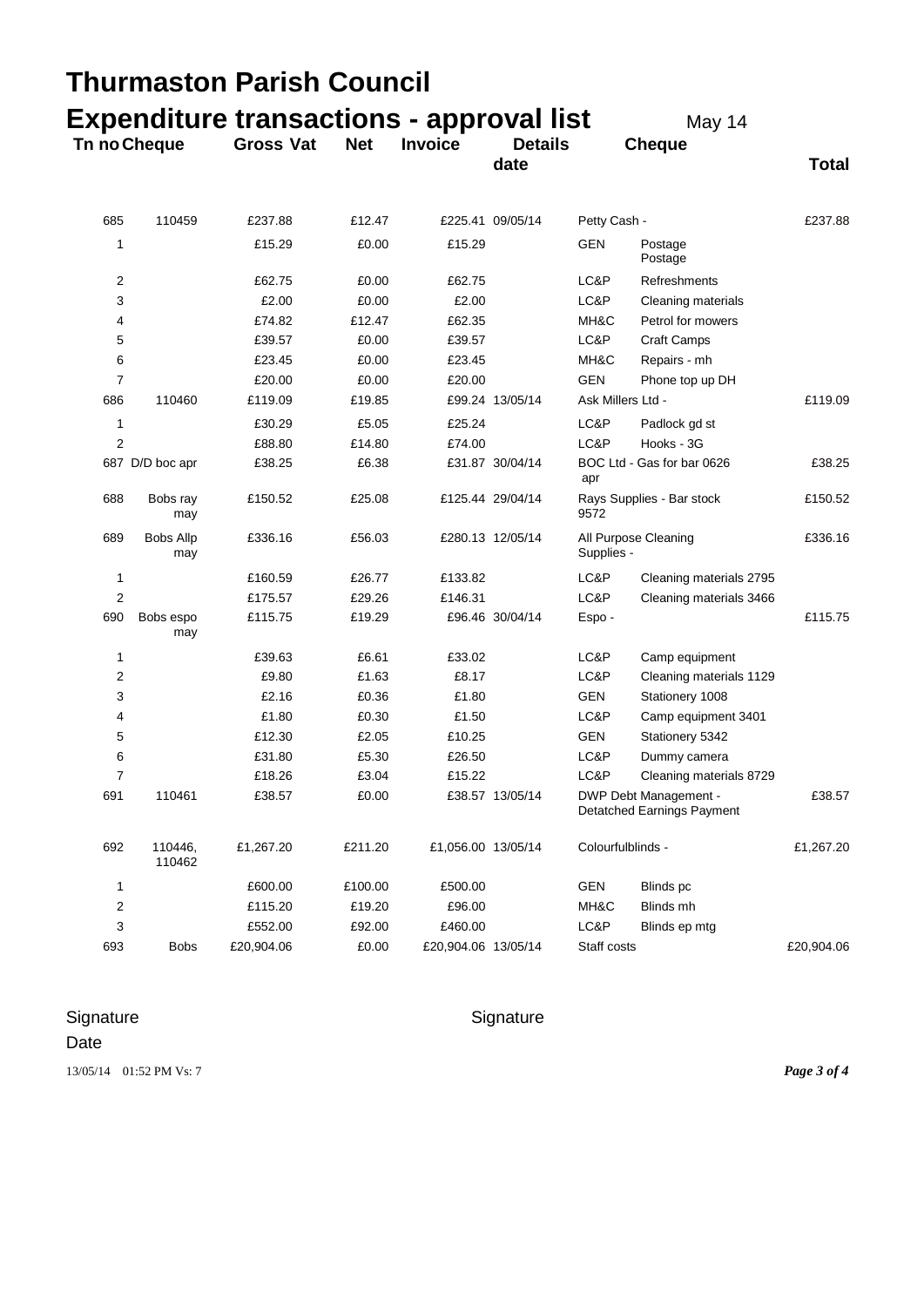# Thurmaston Parish Council

## Expenditure transactions - approval list

May 14

| Tn no | Cheque | Gross | Vat | Net | Invoice date | Details | | Cheque Total |
|---|---|---|---|---|---|---|---|---|
| 685 | 110459 | £237.88 | £12.47 | £225.41 | 09/05/14 | Petty Cash - | | £237.88 |
| 1 | | £15.29 | £0.00 | £15.29 | | GEN | Postage Postage | |
| 2 | | £62.75 | £0.00 | £62.75 | | LC&P | Refreshments | |
| 3 | | £2.00 | £0.00 | £2.00 | | LC&P | Cleaning materials | |
| 4 | | £74.82 | £12.47 | £62.35 | | MH&C | Petrol for mowers | |
| 5 | | £39.57 | £0.00 | £39.57 | | LC&P | Craft Camps | |
| 6 | | £23.45 | £0.00 | £23.45 | | MH&C | Repairs - mh | |
| 7 | | £20.00 | £0.00 | £20.00 | | GEN | Phone top up DH | |
| 686 | 110460 | £119.09 | £19.85 | £99.24 | 13/05/14 | Ask Millers Ltd - | | £119.09 |
| 1 | | £30.29 | £5.05 | £25.24 | | LC&P | Padlock gd st | |
| 2 | | £88.80 | £14.80 | £74.00 | | LC&P | Hooks - 3G | |
| 687 | D/D boc apr | £38.25 | £6.38 | £31.87 | 30/04/14 | BOC Ltd - Gas for bar 0626 apr | | £38.25 |
| 688 | Bobs ray may | £150.52 | £25.08 | £125.44 | 29/04/14 | Rays Supplies - Bar stock 9572 | | £150.52 |
| 689 | Bobs Allp may | £336.16 | £56.03 | £280.13 | 12/05/14 | All Purpose Cleaning Supplies - | | £336.16 |
| 1 | | £160.59 | £26.77 | £133.82 | | LC&P | Cleaning materials 2795 | |
| 2 | | £175.57 | £29.26 | £146.31 | | LC&P | Cleaning materials 3466 | |
| 690 | Bobs espo may | £115.75 | £19.29 | £96.46 | 30/04/14 | Espo - | | £115.75 |
| 1 | | £39.63 | £6.61 | £33.02 | | LC&P | Camp equipment | |
| 2 | | £9.80 | £1.63 | £8.17 | | LC&P | Cleaning materials 1129 | |
| 3 | | £2.16 | £0.36 | £1.80 | | GEN | Stationery 1008 | |
| 4 | | £1.80 | £0.30 | £1.50 | | LC&P | Camp equipment 3401 | |
| 5 | | £12.30 | £2.05 | £10.25 | | GEN | Stationery 5342 | |
| 6 | | £31.80 | £5.30 | £26.50 | | LC&P | Dummy camera | |
| 7 | | £18.26 | £3.04 | £15.22 | | LC&P | Cleaning materials 8729 | |
| 691 | 110461 | £38.57 | £0.00 | £38.57 | 13/05/14 | DWP Debt Management - Detatched Earnings Payment | | £38.57 |
| 692 | 110446, 110462 | £1,267.20 | £211.20 | £1,056.00 | 13/05/14 | Colourfulblinds - | | £1,267.20 |
| 1 | | £600.00 | £100.00 | £500.00 | | GEN | Blinds pc | |
| 2 | | £115.20 | £19.20 | £96.00 | | MH&C | Blinds mh | |
| 3 | | £552.00 | £92.00 | £460.00 | | LC&P | Blinds ep mtg | |
| 693 | Bobs | £20,904.06 | £0.00 | £20,904.06 | 13/05/14 | Staff costs | | £20,904.06 |

Signature

Signature

Date

13/05/14 01:52 PM Vs: 7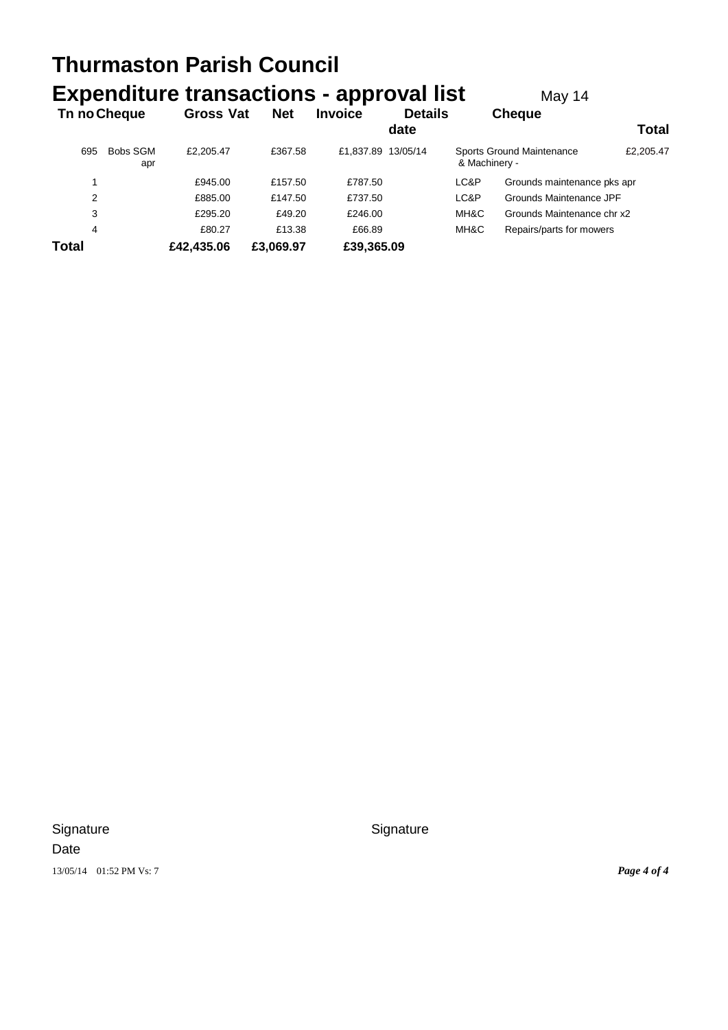# Thurmaston Parish Council

## Expenditure transactions - approval list

May 14

| Tn no | Cheque | Gross | Vat | Net | Invoice date | Details | | Cheque Total |
|---|---|---|---|---|---|---|---|---|
| 695 | Bobs SGM apr | £2,205.47 | £367.58 | £1,837.89 | 13/05/14 | Sports Ground Maintenance & Machinery - | | £2,205.47 |
| 1 | | £945.00 | £157.50 | £787.50 | | LC&P | Grounds maintenance pks apr | |
| 2 | | £885.00 | £147.50 | £737.50 | | LC&P | Grounds Maintenance JPF | |
| 3 | | £295.20 | £49.20 | £246.00 | | MH&C | Grounds Maintenance chr x2 | |
| 4 | | £80.27 | £13.38 | £66.89 | | MH&C | Repairs/parts for mowers | |
| **Total** | | **£42,435.06** | **£3,069.97** | **£39,365.09** | | | | |

Signature

Signature

Date

13/05/14 01:52 PM Vs: 7